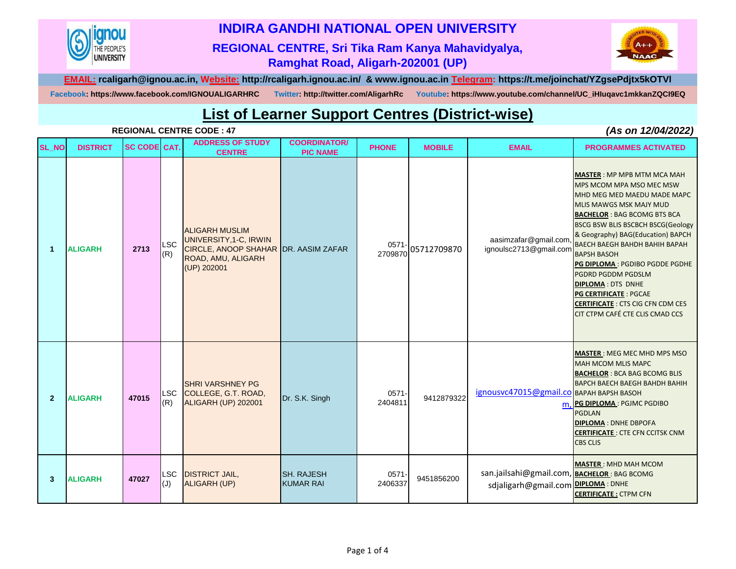# INDIRA GANDHI NATIONAL OPEN UNIVERSITY

## REGIONAL CENTRE, Sri Tika Ram Kanya Mahavidyalya, Ramghat Road, Aligarh-202001 (UP)

**EMAIL:** rcaligarh@ignou.ac.in, **Website:** http://rcaligarh.ignou.ac.in/ & www.ignou.ac.in **Telegram:** https://t.me/joinchat/YZgsePdjtx5kOTVl

**Facebook:** https://www.facebook.com/IGNOUALIGARHRC **Twitter:** http://twitter.com/AligarhRc **Youtube:** https://www.youtube.com/channel/UC_iHluqavc1mkkanZQCI9EQ

# List of Learner Support Centres (District-wise)

**REGIONAL CENTRE CODE : 47** *(As on 12/04/2022)*

| SL_NO | DISTRICT | SC CODE | CAT. | ADDRESS OF STUDY CENTRE | COORDINATOR/ PIC NAME | PHONE | MOBILE | EMAIL | PROGRAMMES ACTIVATED |
|---|---|---|---|---|---|---|---|---|---|
| 1 | ALIGARH | 2713 | LSC (R) | ALIGARH MUSLIM UNIVERSITY,1-C, IRWIN CIRCLE, ANOOP SHAHAR ROAD, AMU, ALIGARH (UP) 202001 | DR. AASIM ZAFAR | 0571-2709870 | 05712709870 | aasimzafar@gmail.com, ignoulsc2713@gmail.com | **MASTER** : MP MPB MTM MCA MAH MPS MCOM MPA MSO MEC MSW MHD MEG MED MAEDU MADE MAPC MLIS MAWGS MSK MAJY MUD **BACHELOR** : BAG BCOMG BTS BCA BSCG BSW BLIS BSCBCH BSCG(Geology & Geography) BAG(Education) BAPCH BAECH BAEGH BAHDH BAHIH BAPAH BAPSH BASOH **PG DIPLOMA** : PGDIBO PGDDE PGDHE PGDRD PGDDM PGDSLM **DIPLOMA** : DTS DNHE **PG CERTIFICATE** : PGCAE **CERTIFICATE** : CTS CIG CFN CDM CES CIT CTPM CAFÉ CTE CLIS CMAD CCS |
| 2 | ALIGARH | 47015 | LSC (R) | SHRI VARSHNEY PG COLLEGE, G.T. ROAD, ALIGARH (UP) 202001 | Dr. S.K. Singh | 0571-2404811 | 9412879322 | ignousvc47015@gmail.com, | **MASTER** : MEG MEC MHD MPS MSO MAH MCOM MLIS MAPC **BACHELOR** : BCA BAG BCOMG BLIS BAPCH BAECH BAEGH BAHDH BAHIH BAPAH BAPSH BASOH **PG DIPLOMA** : PGJMC PGDIBO PGDLAN **DIPLOMA** : DNHE DBPOFA **CERTIFICATE** : CTE CFN CCITSK CNM CBS CLIS |
| 3 | ALIGARH | 47027 | LSC (J) | DISTRICT JAIL, ALIGARH (UP) | SH. RAJESH KUMAR RAI | 0571-2406337 | 9451856200 | san.jailsahi@gmail.com, sdjaligarh@gmail.com | **MASTER** : MHD MAH MCOM **BACHELOR** : BAG BCOMG **DIPLOMA** : DNHE **CERTIFICATE** : CTPM CFN |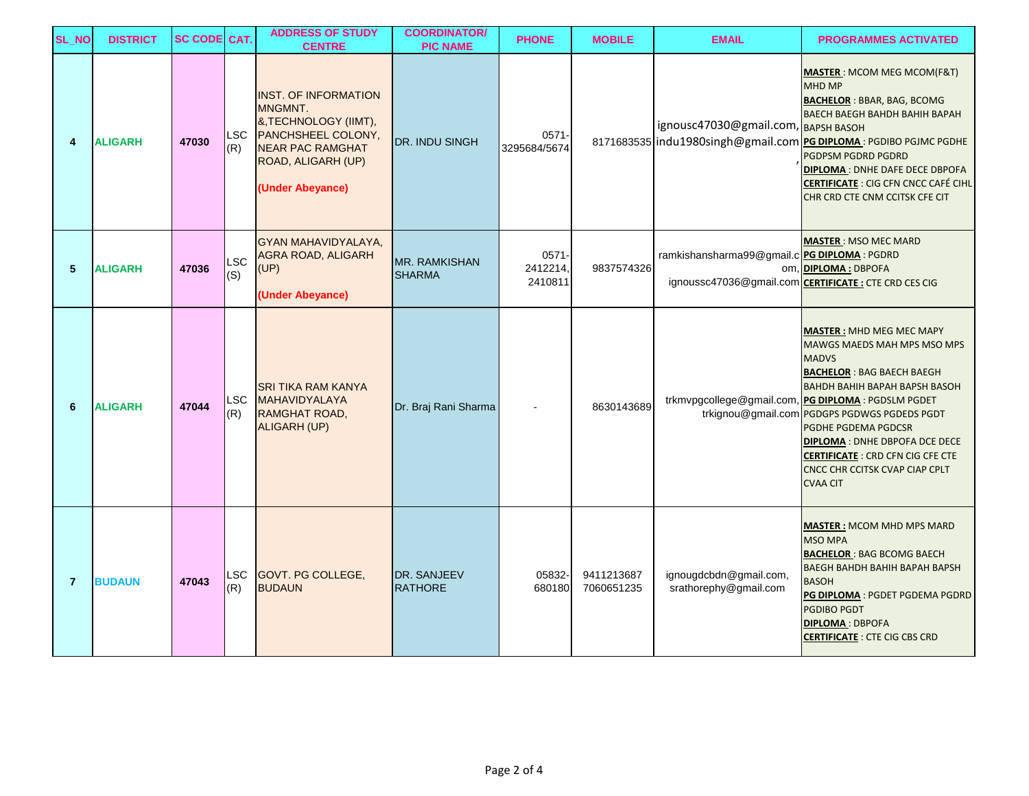| SL_NO | DISTRICT | SC CODE | CAT. | ADDRESS OF STUDY CENTRE | COORDINATOR/ PIC NAME | PHONE | MOBILE | EMAIL | PROGRAMMES ACTIVATED |
|---|---|---|---|---|---|---|---|---|---|
| 4 | ALIGARH | 47030 | LSC (R) | INST. OF INFORMATION MNGMNT. &,TECHNOLOGY (IIMT), PANCHSHEEL COLONY, NEAR PAC RAMGHAT ROAD, ALIGARH (UP) **(Under Abeyance)** | DR. INDU SINGH | 0571-3295684/5674 | 8171683535 | ignousc47030@gmail.com, indu1980singh@gmail.com , | **MASTER** : MCOM MEG MCOM(F&T) MHD MP **BACHELOR** : BBAR, BAG, BCOMG BAECH BAEGH BAHDH BAHIH BAPAH BAPSH BASOH **PG DIPLOMA** : PGDIBO PGJMC PGDHE PGDPSM PGDRD PGDRD **DIPLOMA** : DNHE DAFE DECE DBPOFA **CERTIFICATE** : CIG CFN CNCC CAFÉ CIHL CHR CRD CTE CNM CCITSK CFE CIT |
| 5 | ALIGARH | 47036 | LSC (S) | GYAN MAHAVIDYALAYA, AGRA ROAD, ALIGARH (UP) **(Under Abeyance)** | MR. RAMKISHAN SHARMA | 0571-2412214, 2410811 | 9837574326 | ramkishansharma99@gmail.com, ignoussc47036@gmail.com | **MASTER** : MSO MEC MARD **PG DIPLOMA** : PGDRD **DIPLOMA :** DBPOFA **CERTIFICATE :** CTE CRD CES CIG |
| 6 | ALIGARH | 47044 | LSC (R) | SRI TIKA RAM KANYA MAHAVIDYALAYA RAMGHAT ROAD, ALIGARH (UP) | Dr. Braj Rani Sharma | - | 8630143689 | trkmvpgcollege@gmail.com, trkignou@gmail.com | **MASTER :** MHD MEG MEC MAPY MAWGS MAEDS MAH MPS MSO MPS MADVS **BACHELOR** : BAG BAECH BAEGH BAHDH BAHIH BAPAH BAPSH BASOH **PG DIPLOMA** : PGDSLM PGDET PGDGPS PGDWGS PGDEDS PGDT PGDHE PGDEMA PGDCSR **DIPLOMA** : DNHE DBPOFA DCE DECE **CERTIFICATE** : CRD CFN CIG CFE CTE CNCC CHR CCITSK CVAP CIAP CPLT CVAA CIT |
| 7 | BUDAUN | 47043 | LSC (R) | GOVT. PG COLLEGE, BUDAUN | DR. SANJEEV RATHORE | 05832-680180 | 9411213687 7060651235 | ignougdcbdn@gmail.com, srathorephy@gmail.com | **MASTER :** MCOM MHD MPS MARD MSO MPA **BACHELOR** : BAG BCOMG BAECH BAEGH BAHDH BAHIH BAPAH BAPSH BASOH **PG DIPLOMA** : PGDET PGDEMA PGDRD PGDIBO PGDT **DIPLOMA** : DBPOFA **CERTIFICATE** : CTE CIG CBS CRD |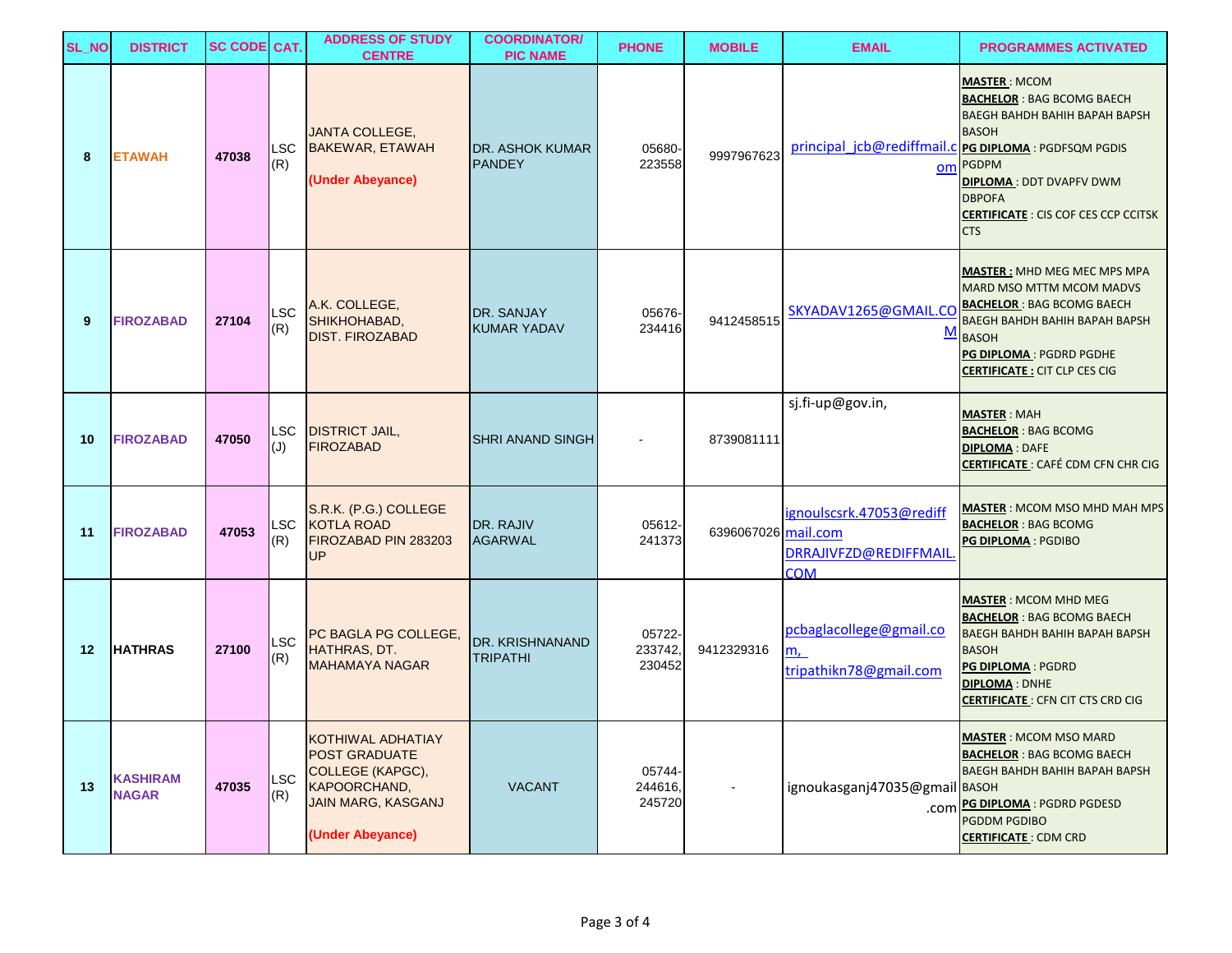| SL_NO | DISTRICT | SC CODE | CAT. | ADDRESS OF STUDY CENTRE | COORDINATOR/ PIC NAME | PHONE | MOBILE | EMAIL | PROGRAMMES ACTIVATED |
|---|---|---|---|---|---|---|---|---|---|
| 8 | ETAWAH | 47038 | LSC (R) | JANTA COLLEGE, BAKEWAR, ETAWAH **(Under Abeyance)** | DR. ASHOK KUMAR PANDEY | 05680-223558 | 9997967623 | principal_jcb@rediffmail.com | **MASTER** : MCOM **BACHELOR** : BAG BCOMG BAECH BAEGH BAHDH BAHIH BAPAH BAPSH BASOH **PG DIPLOMA** : PGDFSQM PGDIS PGDPM **DIPLOMA** : DDT DVAPFV DWM DBPOFA **CERTIFICATE** : CIS COF CES CCP CCITSK CTS |
| 9 | FIROZABAD | 27104 | LSC (R) | A.K. COLLEGE, SHIKHOHABAD, DIST. FIROZABAD | DR. SANJAY KUMAR YADAV | 05676-234416 | 9412458515 | SKYADAV1265@GMAIL.COM | **MASTER :** MHD MEG MEC MPS MPA MARD MSO MTTM MCOM MADVS **BACHELOR** : BAG BCOMG BAECH BAEGH BAHDH BAHIH BAPAH BAPSH BASOH **PG DIPLOMA** : PGDRD PGDHE **CERTIFICATE :** CIT CLP CES CIG |
| 10 | FIROZABAD | 47050 | LSC (J) | DISTRICT JAIL, FIROZABAD | SHRI ANAND SINGH | - | 8739081111 | sj.fi-up@gov.in, | **MASTER** : MAH **BACHELOR** : BAG BCOMG **DIPLOMA** : DAFE **CERTIFICATE** : CAFÉ CDM CFN CHR CIG |
| 11 | FIROZABAD | 47053 | LSC (R) | S.R.K. (P.G.) COLLEGE KOTLA ROAD FIROZABAD PIN 283203 UP | DR. RAJIV AGARWAL | 05612-241373 | 6396067026 | ignoulscsrk.47053@rediffmail.com DRRAJIVFZD@REDIFFMAIL.COM | **MASTER** : MCOM MSO MHD MAH MPS **BACHELOR** : BAG BCOMG **PG DIPLOMA** : PGDIBO |
| 12 | HATHRAS | 27100 | LSC (R) | PC BAGLA PG COLLEGE, HATHRAS, DT. MAHAMAYA NAGAR | DR. KRISHNANAND TRIPATHI | 05722-233742, 230452 | 9412329316 | pcbaglacollege@gmail.com, tripathikn78@gmail.com | **MASTER** : MCOM MHD MEG **BACHELOR** : BAG BCOMG BAECH BAEGH BAHDH BAHIH BAPAH BAPSH BASOH **PG DIPLOMA** : PGDRD **DIPLOMA** : DNHE **CERTIFICATE** : CFN CIT CTS CRD CIG |
| 13 | KASHIRAM NAGAR | 47035 | LSC (R) | KOTHIWAL ADHATIAY POST GRADUATE COLLEGE (KAPGC), KAPOORCHAND, JAIN MARG, KASGANJ **(Under Abeyance)** | VACANT | 05744-244616, 245720 | - | ignoukasganj47035@gmail.com | **MASTER** : MCOM MSO MARD **BACHELOR** : BAG BCOMG BAECH BAEGH BAHDH BAHIH BAPAH BAPSH BASOH **PG DIPLOMA** : PGDRD PGDESD PGDDM PGDIBO **CERTIFICATE** : CDM CRD |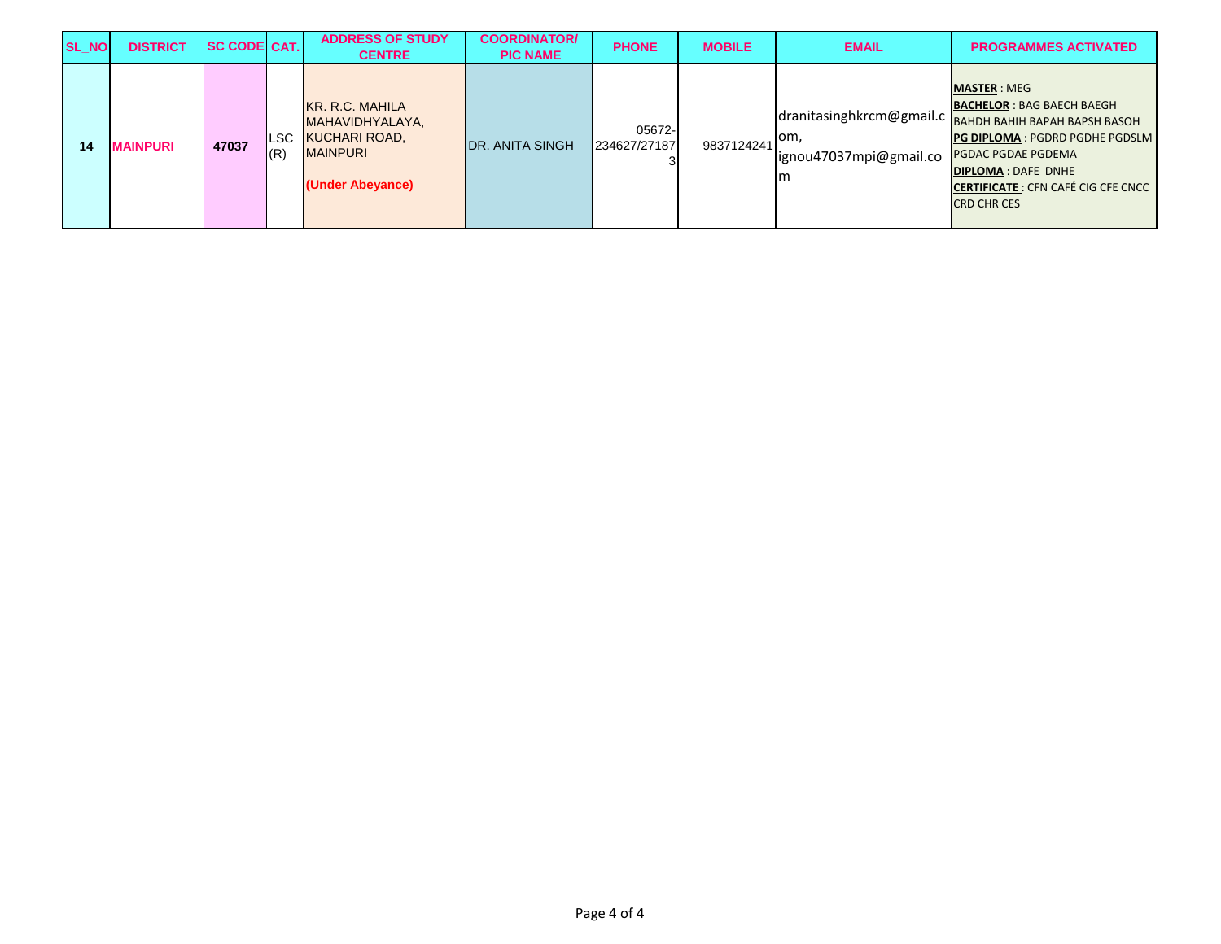| SL_NO | DISTRICT | SC CODE | CAT. | ADDRESS OF STUDY CENTRE | COORDINATOR/ PIC NAME | PHONE | MOBILE | EMAIL | PROGRAMMES ACTIVATED |
|---|---|---|---|---|---|---|---|---|---|
| 14 | **MAINPURI** | **47037** | LSC (R) | KR. R.C. MAHILA MAHAVIDHYALAYA, KUCHARI ROAD, MAINPURI **(Under Abeyance)** | DR. ANITA SINGH | 05672-234627/271873 | 9837124241 | dranitasinghkrcm@gmail.com, ignou47037mpi@gmail.com | **MASTER** : MEG **BACHELOR** : BAG BAECH BAEGH BAHDH BAHIH BAPAH BAPSH BASOH **PG DIPLOMA** : PGDRD PGDHE PGDSLM PGDAC PGDAE PGDEMA **DIPLOMA** : DAFE DNHE **CERTIFICATE** : CFN CAFÉ CIG CFE CNCC CRD CHR CES |